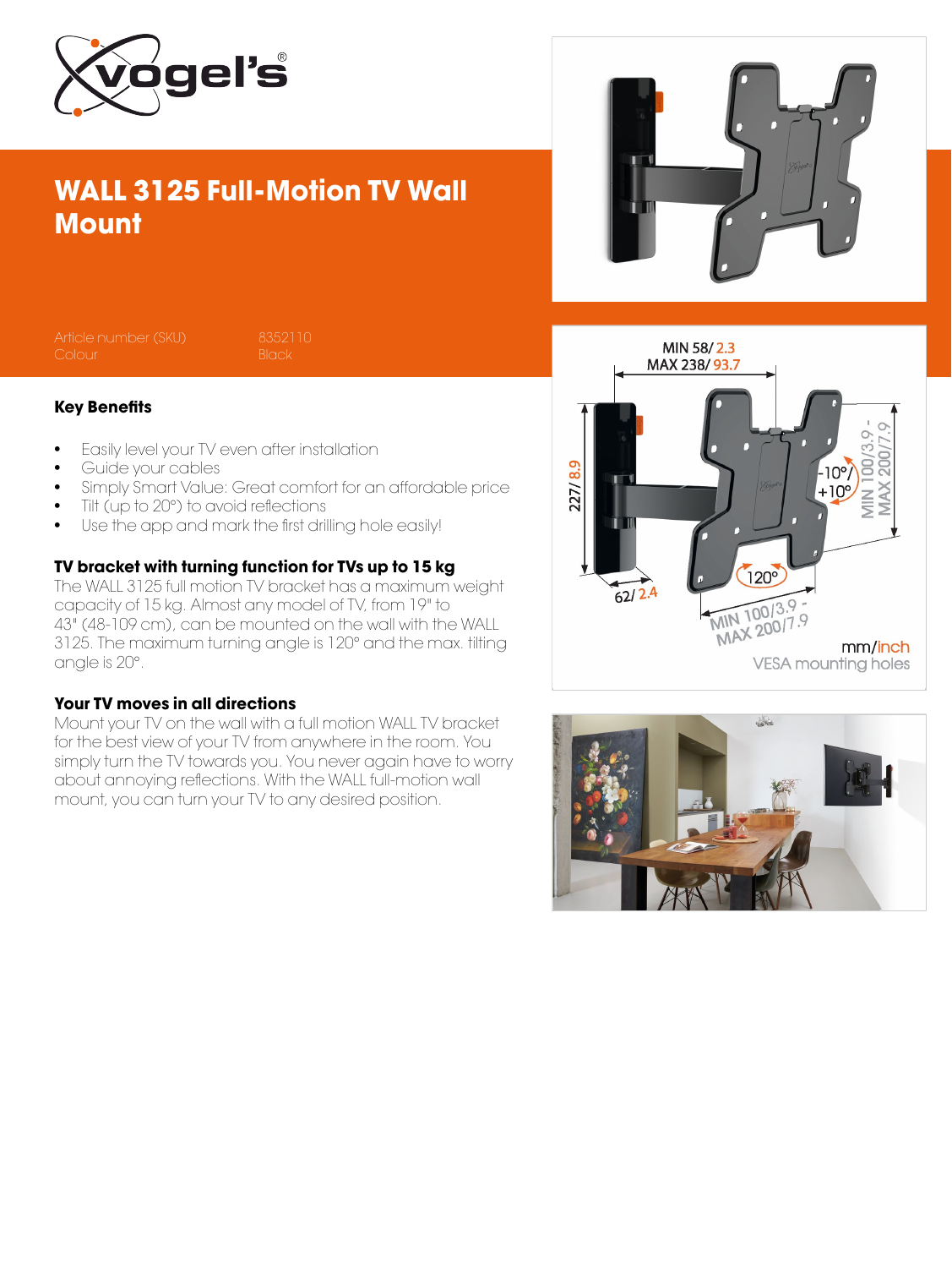# WALL 3125 Full-Motion TV Wall Mount

| | |
|---|---|
| Article number (SKU) | 8352110 |
| Colour | Black |

## Key Benefits

- Easily level your TV even after installation
- Guide your cables
- Simply Smart Value: Great comfort for an affordable price
- Tilt (up to 20°) to avoid reflections
- Use the app and mark the first drilling hole easily!

### TV bracket with turning function for TVs up to 15 kg

The WALL 3125 full motion TV bracket has a maximum weight capacity of 15 kg. Almost any model of TV, from 19" to 43" (48-109 cm), can be mounted on the wall with the WALL 3125. The maximum turning angle is 120° and the max. tilting angle is 20°.

### Your TV moves in all directions

Mount your TV on the wall with a full motion WALL TV bracket for the best view of your TV from anywhere in the room. You simply turn the TV towards you. You never again have to worry about annoying reflections. With the WALL full-motion wall mount, you can turn your TV to any desired position.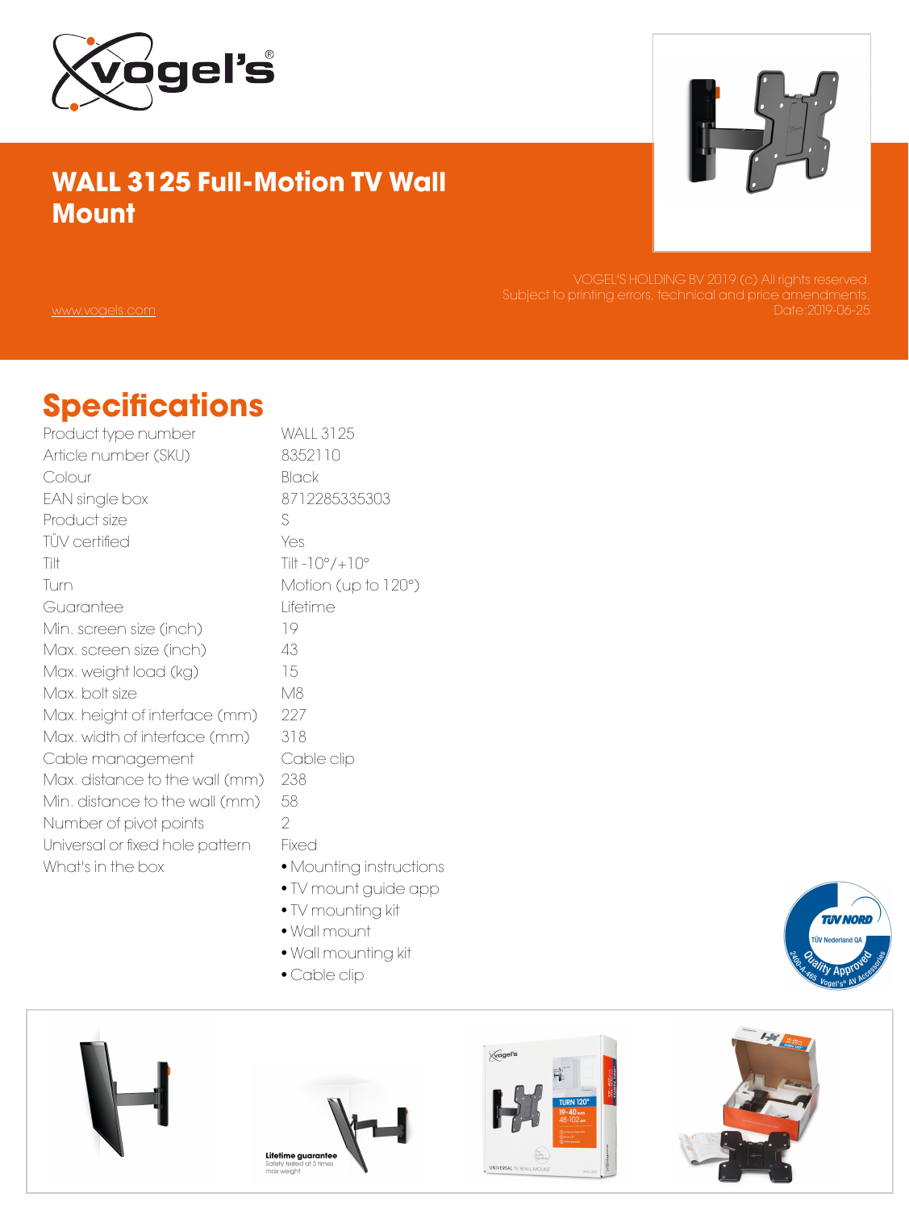# WALL 3125 Full-Motion TV Wall Mount

www.vogels.com

VOGEL'S HOLDING BV 2019 (c) All rights reserved.
Subject to printing errors, technical and price amendments.
Date:2019-06-25

## Specifications

| | |
|---|---|
| Product type number | WALL 3125 |
| Article number (SKU) | 8352110 |
| Colour | Black |
| EAN single box | 8712285335303 |
| Product size | S |
| TÜV certified | Yes |
| Tilt | Tilt -10°/+10° |
| Turn | Motion (up to 120°) |
| Guarantee | Lifetime |
| Min. screen size (inch) | 19 |
| Max. screen size (inch) | 43 |
| Max. weight load (kg) | 15 |
| Max. bolt size | M8 |
| Max. height of interface (mm) | 227 |
| Max. width of interface (mm) | 318 |
| Cable management | Cable clip |
| Max. distance to the wall (mm) | 238 |
| Min. distance to the wall (mm) | 58 |
| Number of pivot points | 2 |
| Universal or fixed hole pattern | Fixed |
| What's in the box | • Mounting instructions<br>• TV mount guide app<br>• TV mounting kit<br>• Wall mount<br>• Wall mounting kit<br>• Cable clip |

**Lifetime guarantee**
Safety tested at 3 times max weight